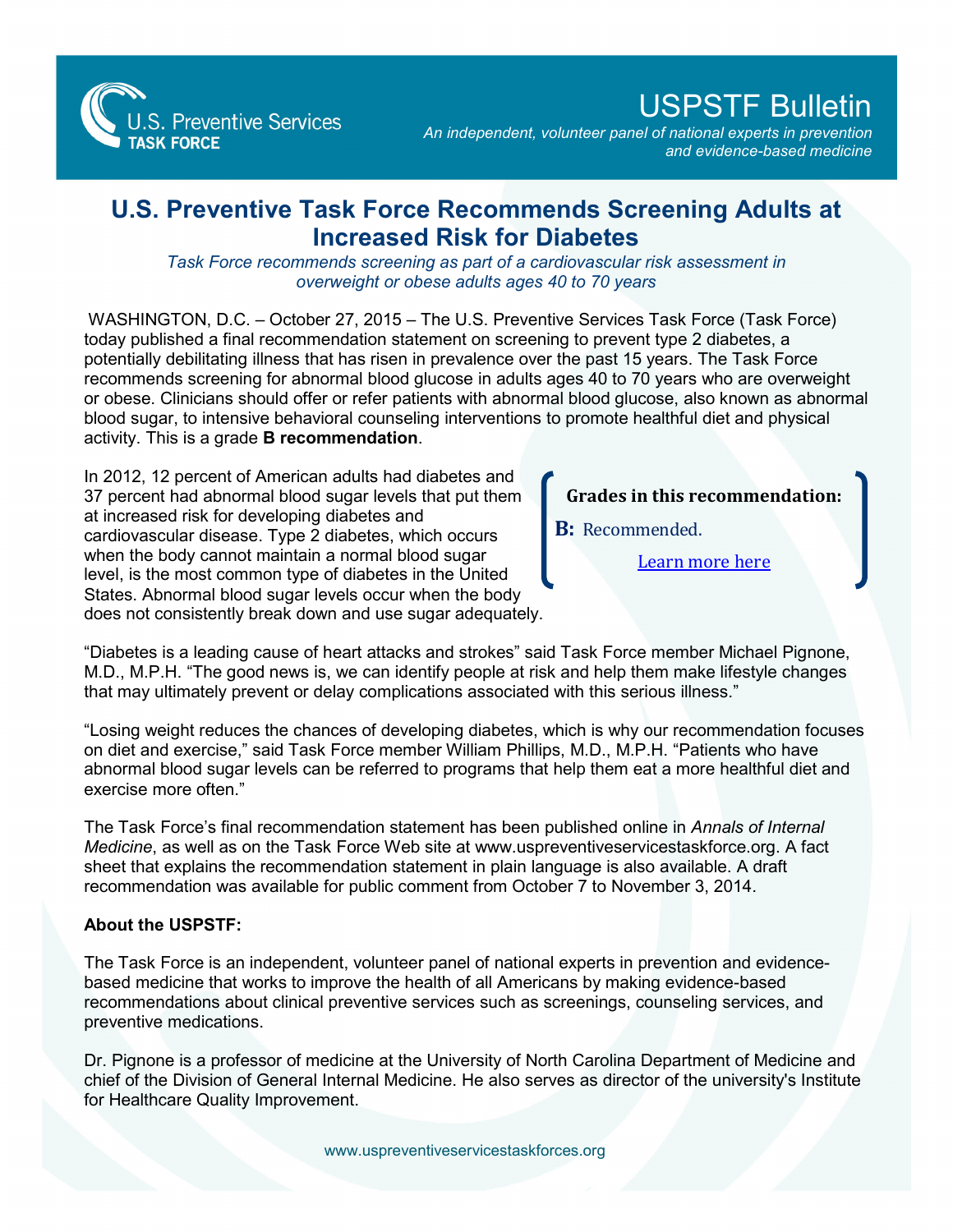U.S. Preventive Services TASK FORCE

# USPSTF Bulletin

*An independent, volunteer panel of national experts in prevention and evidence-based medicine*

## U.S. Preventive Task Force Recommends Screening Adults at Increased Risk for Diabetes

*Task Force recommends screening as part of a cardiovascular risk assessment in overweight or obese adults ages 40 to 70 years*

WASHINGTON, D.C. – October 27, 2015 – The U.S. Preventive Services Task Force (Task Force) today published a final recommendation statement on screening to prevent type 2 diabetes, a potentially debilitating illness that has risen in prevalence over the past 15 years. The Task Force recommends screening for abnormal blood glucose in adults ages 40 to 70 years who are overweight or obese. Clinicians should offer or refer patients with abnormal blood glucose, also known as abnormal blood sugar, to intensive behavioral counseling interventions to promote healthful diet and physical activity. This is a grade **B recommendation**.

In 2012, 12 percent of American adults had diabetes and 37 percent had abnormal blood sugar levels that put them at increased risk for developing diabetes and cardiovascular disease. Type 2 diabetes, which occurs when the body cannot maintain a normal blood sugar level, is the most common type of diabetes in the United States. Abnormal blood sugar levels occur when the body does not consistently break down and use sugar adequately.

**Grades in this recommendation:**

**B:** Recommended.

Learn more here

"Diabetes is a leading cause of heart attacks and strokes" said Task Force member Michael Pignone, M.D., M.P.H. "The good news is, we can identify people at risk and help them make lifestyle changes that may ultimately prevent or delay complications associated with this serious illness."

"Losing weight reduces the chances of developing diabetes, which is why our recommendation focuses on diet and exercise," said Task Force member William Phillips, M.D., M.P.H. "Patients who have abnormal blood sugar levels can be referred to programs that help them eat a more healthful diet and exercise more often."

The Task Force's final recommendation statement has been published online in *Annals of Internal Medicine*, as well as on the Task Force Web site at www.uspreventiveservicestaskforce.org. A fact sheet that explains the recommendation statement in plain language is also available. A draft recommendation was available for public comment from October 7 to November 3, 2014.

**About the USPSTF:**

The Task Force is an independent, volunteer panel of national experts in prevention and evidence-based medicine that works to improve the health of all Americans by making evidence-based recommendations about clinical preventive services such as screenings, counseling services, and preventive medications.

Dr. Pignone is a professor of medicine at the University of North Carolina Department of Medicine and chief of the Division of General Internal Medicine. He also serves as director of the university's Institute for Healthcare Quality Improvement.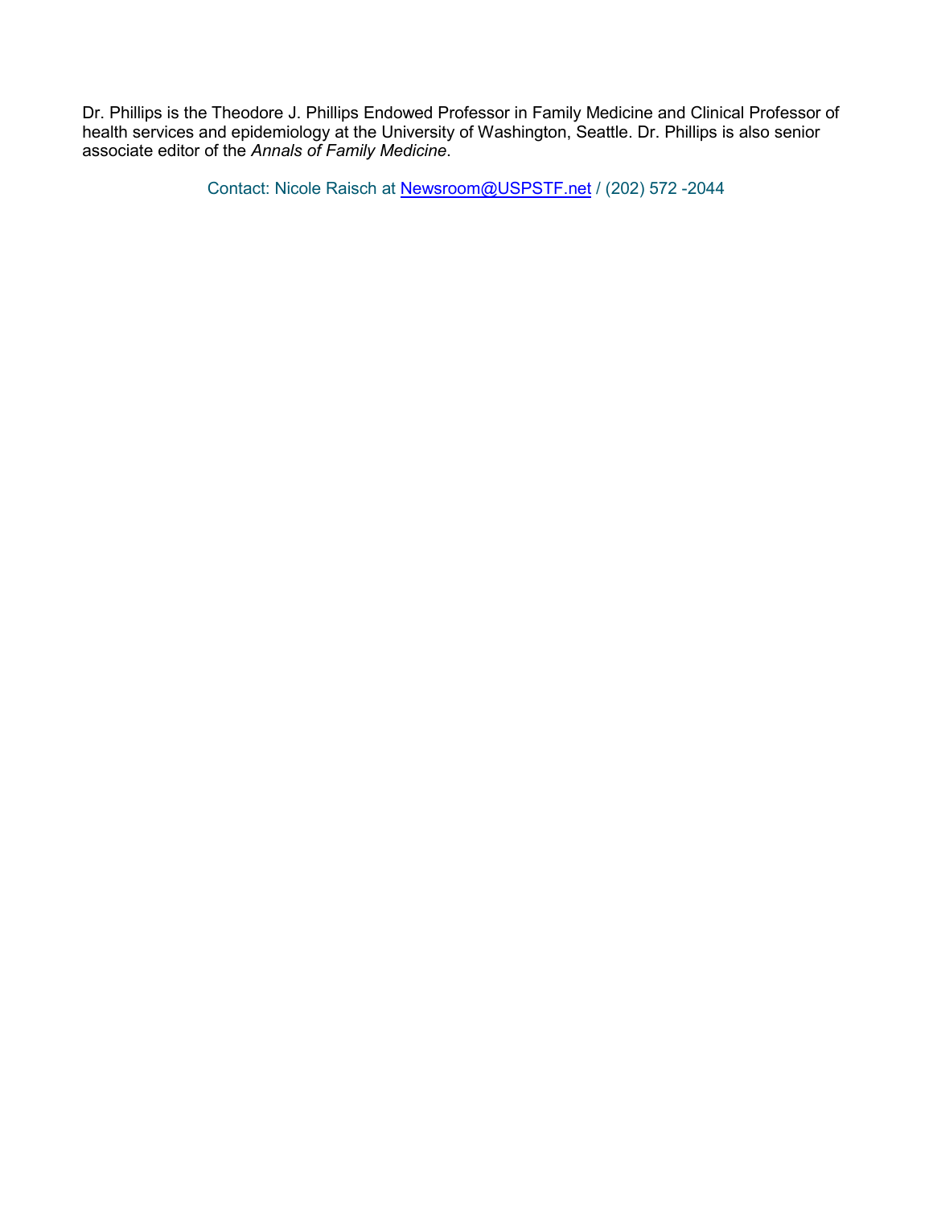Dr. Phillips is the Theodore J. Phillips Endowed Professor in Family Medicine and Clinical Professor of health services and epidemiology at the University of Washington, Seattle. Dr. Phillips is also senior associate editor of the *Annals of Family Medicine*.

Contact: Nicole Raisch at Newsroom@USPSTF.net / (202) 572 -2044